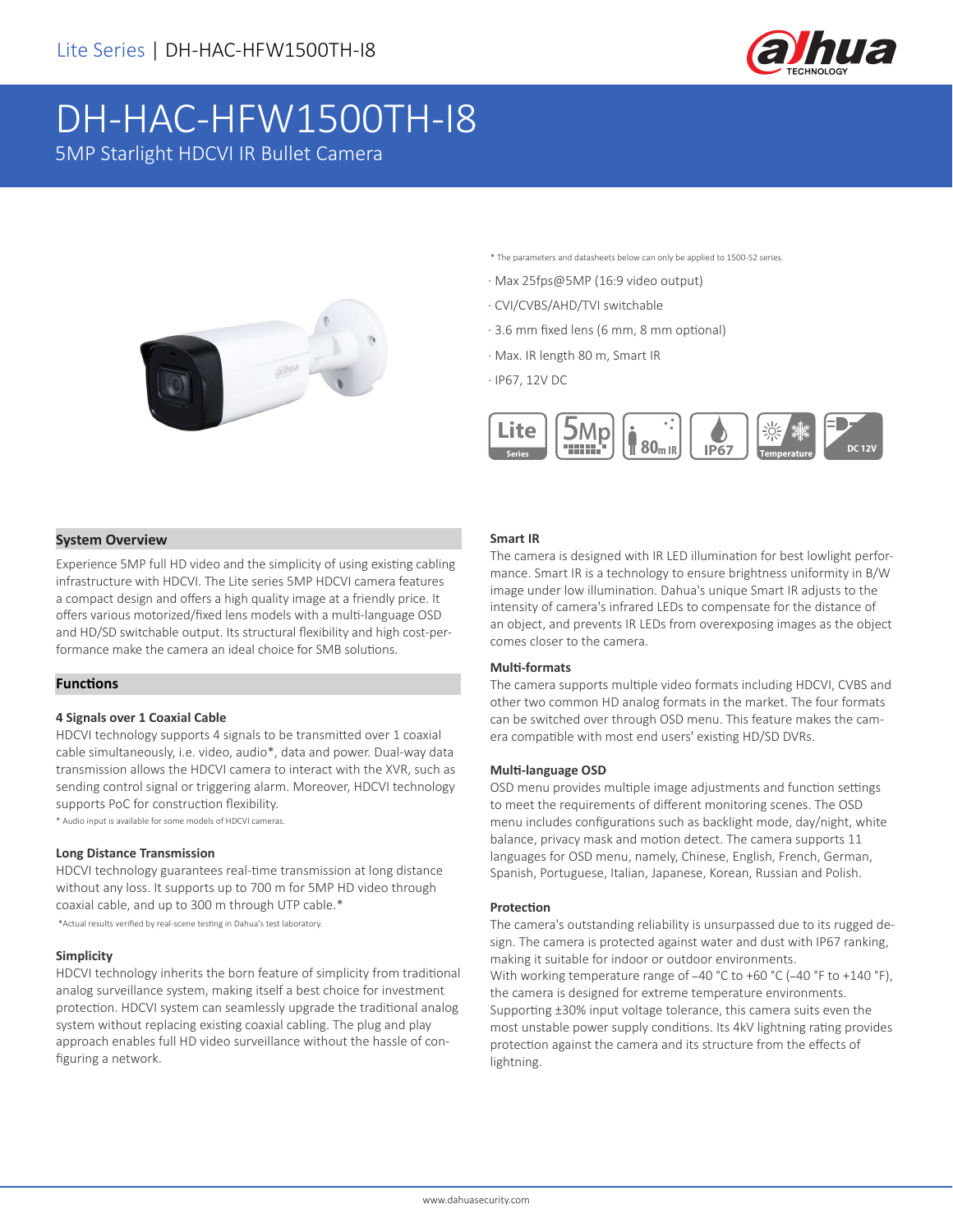# DH-HAC-HFW1500TH-I8

## 5MP Starlight HDCVI IR Bullet Camera

* The parameters and datasheets below can only be applied to 1500-S2 series.

- Max 25fps@5MP (16:9 video output)
- CVI/CVBS/AHD/TVI switchable
- 3.6 mm fixed lens (6 mm, 8 mm optional)
- Max. IR length 80 m, Smart IR
- IP67, 12V DC

## System Overview

Experience 5MP full HD video and the simplicity of using existing cabling infrastructure with HDCVI. The Lite series 5MP HDCVI camera features a compact design and offers a high quality image at a friendly price. It offers various motorized/fixed lens models with a multi-language OSD and HD/SD switchable output. Its structural flexibility and high cost-performance make the camera an ideal choice for SMB solutions.

## Functions

### 4 Signals over 1 Coaxial Cable

HDCVI technology supports 4 signals to be transmitted over 1 coaxial cable simultaneously, i.e. video, audio*, data and power. Dual-way data transmission allows the HDCVI camera to interact with the XVR, such as sending control signal or triggering alarm. Moreover, HDCVI technology supports PoC for construction flexibility.

* Audio input is available for some models of HDCVI cameras.

### Long Distance Transmission

HDCVI technology guarantees real-time transmission at long distance without any loss. It supports up to 700 m for 5MP HD video through coaxial cable, and up to 300 m through UTP cable.*

*Actual results verified by real-scene testing in Dahua's test laboratory.

### Simplicity

HDCVI technology inherits the born feature of simplicity from traditional analog surveillance system, making itself a best choice for investment protection. HDCVI system can seamlessly upgrade the traditional analog system without replacing existing coaxial cabling. The plug and play approach enables full HD video surveillance without the hassle of configuring a network.

### Smart IR

The camera is designed with IR LED illumination for best lowlight performance. Smart IR is a technology to ensure brightness uniformity in B/W image under low illumination. Dahua's unique Smart IR adjusts to the intensity of camera's infrared LEDs to compensate for the distance of an object, and prevents IR LEDs from overexposing images as the object comes closer to the camera.

### Multi-formats

The camera supports multiple video formats including HDCVI, CVBS and other two common HD analog formats in the market. The four formats can be switched over through OSD menu. This feature makes the camera compatible with most end users' existing HD/SD DVRs.

### Multi-language OSD

OSD menu provides multiple image adjustments and function settings to meet the requirements of different monitoring scenes. The OSD menu includes configurations such as backlight mode, day/night, white balance, privacy mask and motion detect. The camera supports 11 languages for OSD menu, namely, Chinese, English, French, German, Spanish, Portuguese, Italian, Japanese, Korean, Russian and Polish.

### Protection

The camera's outstanding reliability is unsurpassed due to its rugged design. The camera is protected against water and dust with IP67 ranking, making it suitable for indoor or outdoor environments.

With working temperature range of –40 °C to +60 °C (–40 °F to +140 °F), the camera is designed for extreme temperature environments.

Supporting ±30% input voltage tolerance, this camera suits even the most unstable power supply conditions. Its 4kV lightning rating provides protection against the camera and its structure from the effects of lightning.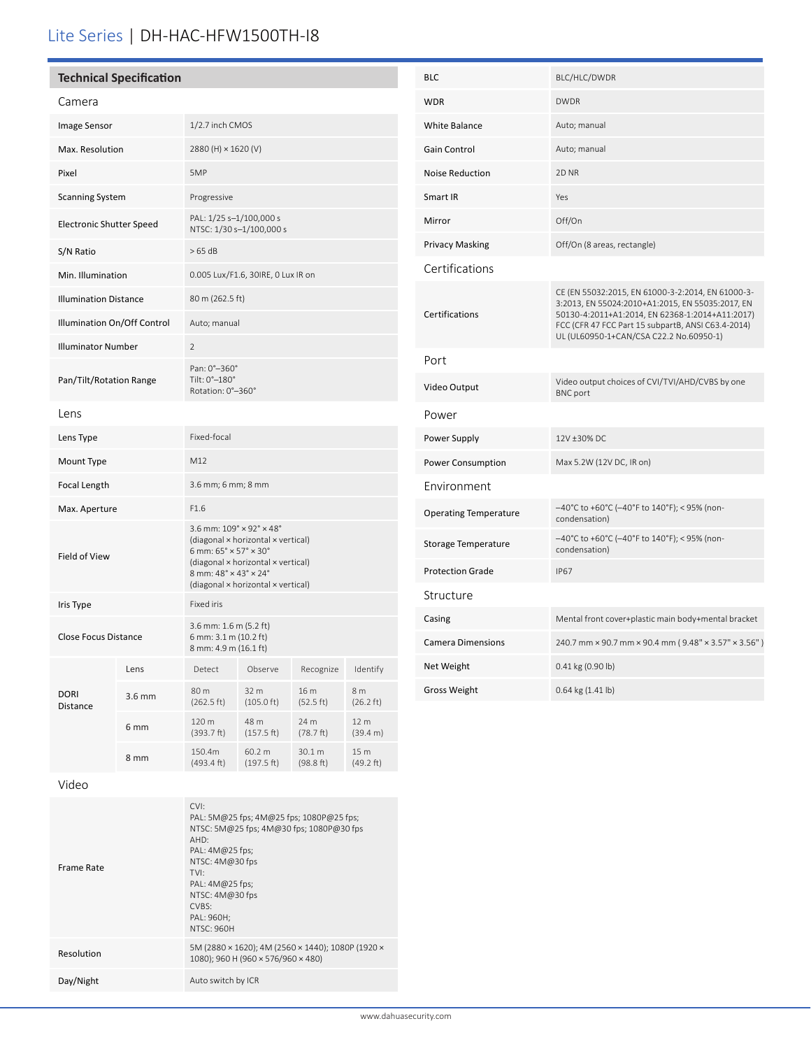# Lite Series | DH-HAC-HFW1500TH-I8

## Technical Specification

### Camera

| | |
|---|---|
| Image Sensor | 1/2.7 inch CMOS |
| Max. Resolution | 2880 (H) × 1620 (V) |
| Pixel | 5MP |
| Scanning System | Progressive |
| Electronic Shutter Speed | PAL: 1/25 s–1/100,000 s<br>NTSC: 1/30 s–1/100,000 s |
| S/N Ratio | > 65 dB |
| Min. Illumination | 0.005 Lux/F1.6, 30IRE, 0 Lux IR on |
| Illumination Distance | 80 m (262.5 ft) |
| Illumination On/Off Control | Auto; manual |
| Illuminator Number | 2 |
| Pan/Tilt/Rotation Range | Pan: 0°–360°<br>Tilt: 0°–180°<br>Rotation: 0°–360° |

### Lens

| | |
|---|---|
| Lens Type | Fixed-focal |
| Mount Type | M12 |
| Focal Length | 3.6 mm; 6 mm; 8 mm |
| Max. Aperture | F1.6 |
| Field of View | 3.6 mm: 109° × 92° × 48°<br>(diagonal × horizontal × vertical)<br>6 mm: 65° × 57° × 30°<br>(diagonal × horizontal × vertical)<br>8 mm: 48° × 43° × 24°<br>(diagonal × horizontal × vertical) |
| Iris Type | Fixed iris |
| Close Focus Distance | 3.6 mm: 1.6 m (5.2 ft)<br>6 mm: 3.1 m (10.2 ft)<br>8 mm: 4.9 m (16.1 ft) |

| DORI Distance | Lens | Detect | Observe | Recognize | Identify |
|---|---|---|---|---|---|
| | 3.6 mm | 80 m (262.5 ft) | 32 m (105.0 ft) | 16 m (52.5 ft) | 8 m (26.2 ft) |
| | 6 mm | 120 m (393.7 ft) | 48 m (157.5 ft) | 24 m (78.7 ft) | 12 m (39.4 m) |
| | 8 mm | 150.4m (493.4 ft) | 60.2 m (197.5 ft) | 30.1 m (98.8 ft) | 15 m (49.2 ft) |

### Video

| | |
|---|---|
| Frame Rate | CVI:<br>PAL: 5M@25 fps; 4M@25 fps; 1080P@25 fps;<br>NTSC: 5M@25 fps; 4M@30 fps; 1080P@30 fps<br>AHD:<br>PAL: 4M@25 fps;<br>NTSC: 4M@30 fps<br>TVI:<br>PAL: 4M@25 fps;<br>NTSC: 4M@30 fps<br>CVBS:<br>PAL: 960H;<br>NTSC: 960H |
| Resolution | 5M (2880 × 1620); 4M (2560 × 1440); 1080P (1920 × 1080); 960 H (960 × 576/960 × 480) |
| Day/Night | Auto switch by ICR |
| BLC | BLC/HLC/DWDR |
| WDR | DWDR |
| White Balance | Auto; manual |
| Gain Control | Auto; manual |
| Noise Reduction | 2D NR |
| Smart IR | Yes |
| Mirror | Off/On |
| Privacy Masking | Off/On (8 areas, rectangle) |

### Certifications

| | |
|---|---|
| Certifications | CE (EN 55032:2015, EN 61000-3-2:2014, EN 61000-3-3:2013, EN 55024:2010+A1:2015, EN 55035:2017, EN 50130-4:2011+A1:2014, EN 62368-1:2014+A11:2017)<br>FCC (CFR 47 FCC Part 15 subpartB, ANSI C63.4-2014)<br>UL (UL60950-1+CAN/CSA C22.2 No.60950-1) |

### Port

| | |
|---|---|
| Video Output | Video output choices of CVI/TVI/AHD/CVBS by one BNC port |

### Power

| | |
|---|---|
| Power Supply | 12V ±30% DC |
| Power Consumption | Max 5.2W (12V DC, IR on) |

### Environment

| | |
|---|---|
| Operating Temperature | –40°C to +60°C (–40°F to 140°F); < 95% (non-condensation) |
| Storage Temperature | –40°C to +60°C (–40°F to 140°F); < 95% (non-condensation) |
| Protection Grade | IP67 |

### Structure

| | |
|---|---|
| Casing | Mental front cover+plastic main body+mental bracket |
| Camera Dimensions | 240.7 mm × 90.7 mm × 90.4 mm ( 9.48" × 3.57" × 3.56" ) |
| Net Weight | 0.41 kg (0.90 lb) |
| Gross Weight | 0.64 kg (1.41 lb) |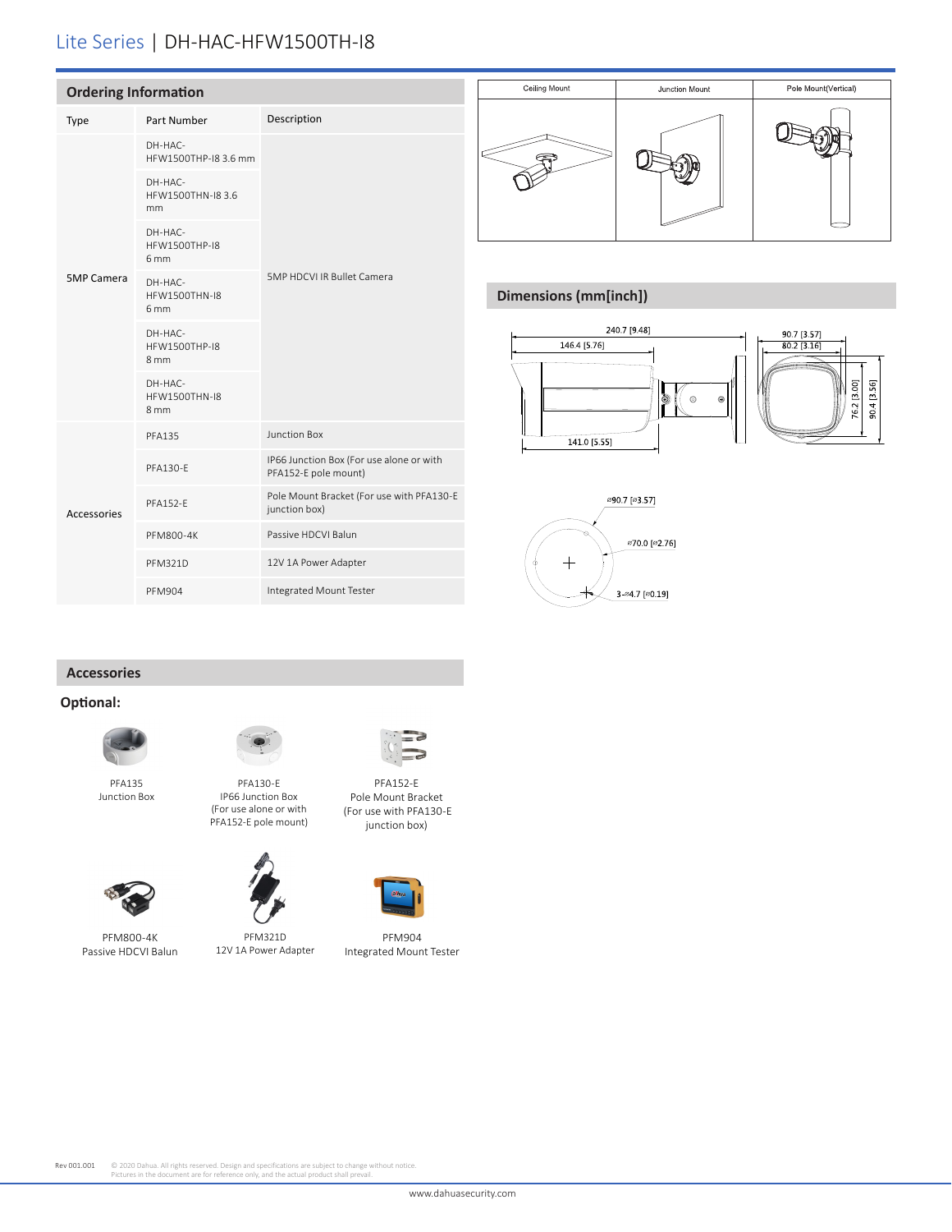# Lite Series | DH-HAC-HFW1500TH-I8

## Ordering Information

| Type | Part Number | Description |
|---|---|---|
| 5MP Camera | DH-HAC-HFW1500THP-I8 3.6 mm | 5MP HDCVI IR Bullet Camera |
| | DH-HAC-HFW1500THN-I8 3.6 mm | |
| | DH-HAC-HFW1500THP-I8 6 mm | |
| | DH-HAC-HFW1500THN-I8 6 mm | |
| | DH-HAC-HFW1500THP-I8 8 mm | |
| | DH-HAC-HFW1500THN-I8 8 mm | |
| Accessories | PFA135 | Junction Box |
| | PFA130-E | IP66 Junction Box (For use alone or with PFA152-E pole mount) |
| | PFA152-E | Pole Mount Bracket (For use with PFA130-E junction box) |
| | PFM800-4K | Passive HDCVI Balun |
| | PFM321D | 12V 1A Power Adapter |
| | PFM904 | Integrated Mount Tester |

Ceiling Mount

Junction Mount

Pole Mount(Vertical)

## Dimensions (mm[inch])

240.7 [9.48]
146.4 [5.76]
141.0 [5.55]
90.7 [3.57]
80.2 [3.16]
76.2 [3.00]
90.4 [3.56]
⌀90.7 [⌀3.57]
⌀70.0 [⌀2.76]
3-⌀4.7 [⌀0.19]

## Accessories

### Optional:

PFA135
Junction Box

PFA130-E
IP66 Junction Box
(For use alone or with PFA152-E pole mount)

PFA152-E
Pole Mount Bracket
(For use with PFA130-E junction box)

PFM800-4K
Passive HDCVI Balun

PFM321D
12V 1A Power Adapter

PFM904
Integrated Mount Tester

Rev 001.001 © 2020 Dahua. All rights reserved. Design and specifications are subject to change without notice.
Pictures in the document are for reference only, and the actual product shall prevail.

www.dahuasecurity.com